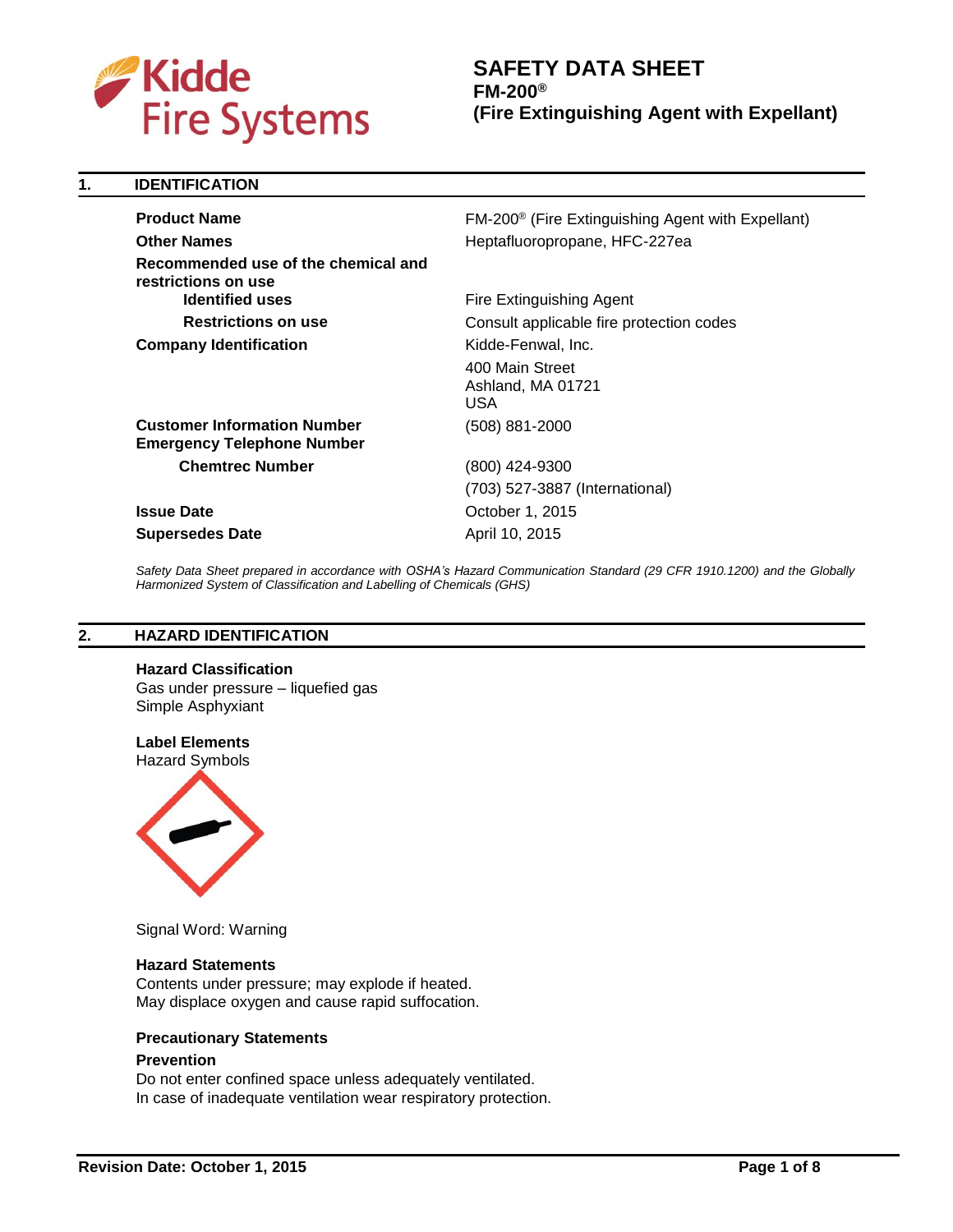# SAFETY DATA SHEET
## FM-200®
## (Fire Extinguishing Agent with Expellant)

## 1. IDENTIFICATION

| | |
|---|---|
| **Product Name** | FM-200® (Fire Extinguishing Agent with Expellant) |
| **Other Names** | Heptafluoropropane, HFC-227ea |
| **Recommended use of the chemical and restrictions on use** | |
| **Identified uses** | Fire Extinguishing Agent |
| **Restrictions on use** | Consult applicable fire protection codes |
| **Company Identification** | Kidde-Fenwal, Inc.<br>400 Main Street<br>Ashland, MA 01721<br>USA |
| **Customer Information Number** | (508) 881-2000 |
| **Emergency Telephone Number** | |
| **Chemtrec Number** | (800) 424-9300<br>(703) 527-3887 (International) |
| **Issue Date** | October 1, 2015 |
| **Supersedes Date** | April 10, 2015 |

*Safety Data Sheet prepared in accordance with OSHA's Hazard Communication Standard (29 CFR 1910.1200) and the Globally Harmonized System of Classification and Labelling of Chemicals (GHS)*

## 2. HAZARD IDENTIFICATION

**Hazard Classification**
Gas under pressure – liquefied gas
Simple Asphyxiant

**Label Elements**
Hazard Symbols

Signal Word: Warning

**Hazard Statements**
Contents under pressure; may explode if heated.
May displace oxygen and cause rapid suffocation.

**Precautionary Statements**

**Prevention**
Do not enter confined space unless adequately ventilated.
In case of inadequate ventilation wear respiratory protection.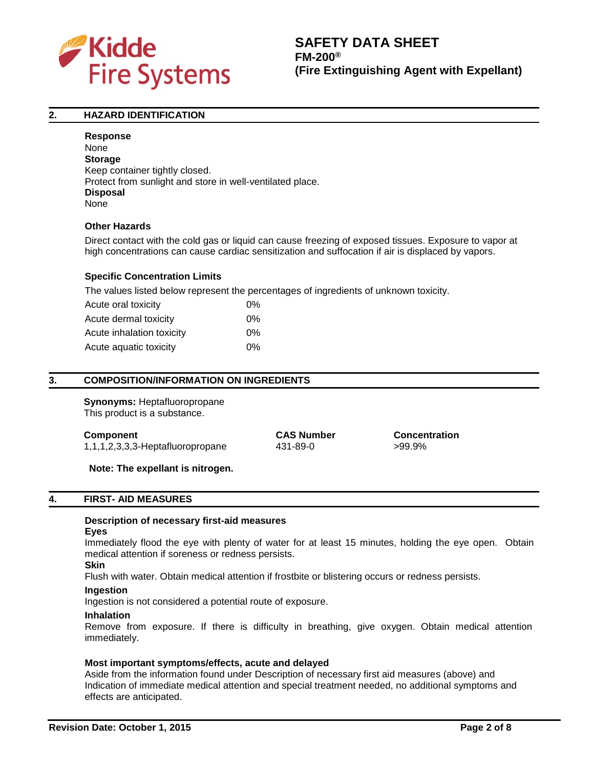## 2. HAZARD IDENTIFICATION

**Response**
None
**Storage**
Keep container tightly closed.
Protect from sunlight and store in well-ventilated place.
**Disposal**
None

**Other Hazards**

Direct contact with the cold gas or liquid can cause freezing of exposed tissues. Exposure to vapor at high concentrations can cause cardiac sensitization and suffocation if air is displaced by vapors.

**Specific Concentration Limits**

The values listed below represent the percentages of ingredients of unknown toxicity.

| | |
|---|---|
| Acute oral toxicity | 0% |
| Acute dermal toxicity | 0% |
| Acute inhalation toxicity | 0% |
| Acute aquatic toxicity | 0% |

## 3. COMPOSITION/INFORMATION ON INGREDIENTS

**Synonyms:** Heptafluoropropane
This product is a substance.

| Component | CAS Number | Concentration |
|---|---|---|
| 1,1,1,2,3,3,3-Heptafluoropropane | 431-89-0 | >99.9% |

**Note: The expellant is nitrogen.**

## 4. FIRST- AID MEASURES

**Description of necessary first-aid measures**

**Eyes**
Immediately flood the eye with plenty of water for at least 15 minutes, holding the eye open. Obtain medical attention if soreness or redness persists.

**Skin**
Flush with water. Obtain medical attention if frostbite or blistering occurs or redness persists.

**Ingestion**
Ingestion is not considered a potential route of exposure.

**Inhalation**
Remove from exposure. If there is difficulty in breathing, give oxygen. Obtain medical attention immediately.

**Most important symptoms/effects, acute and delayed**
Aside from the information found under Description of necessary first aid measures (above) and Indication of immediate medical attention and special treatment needed, no additional symptoms and effects are anticipated.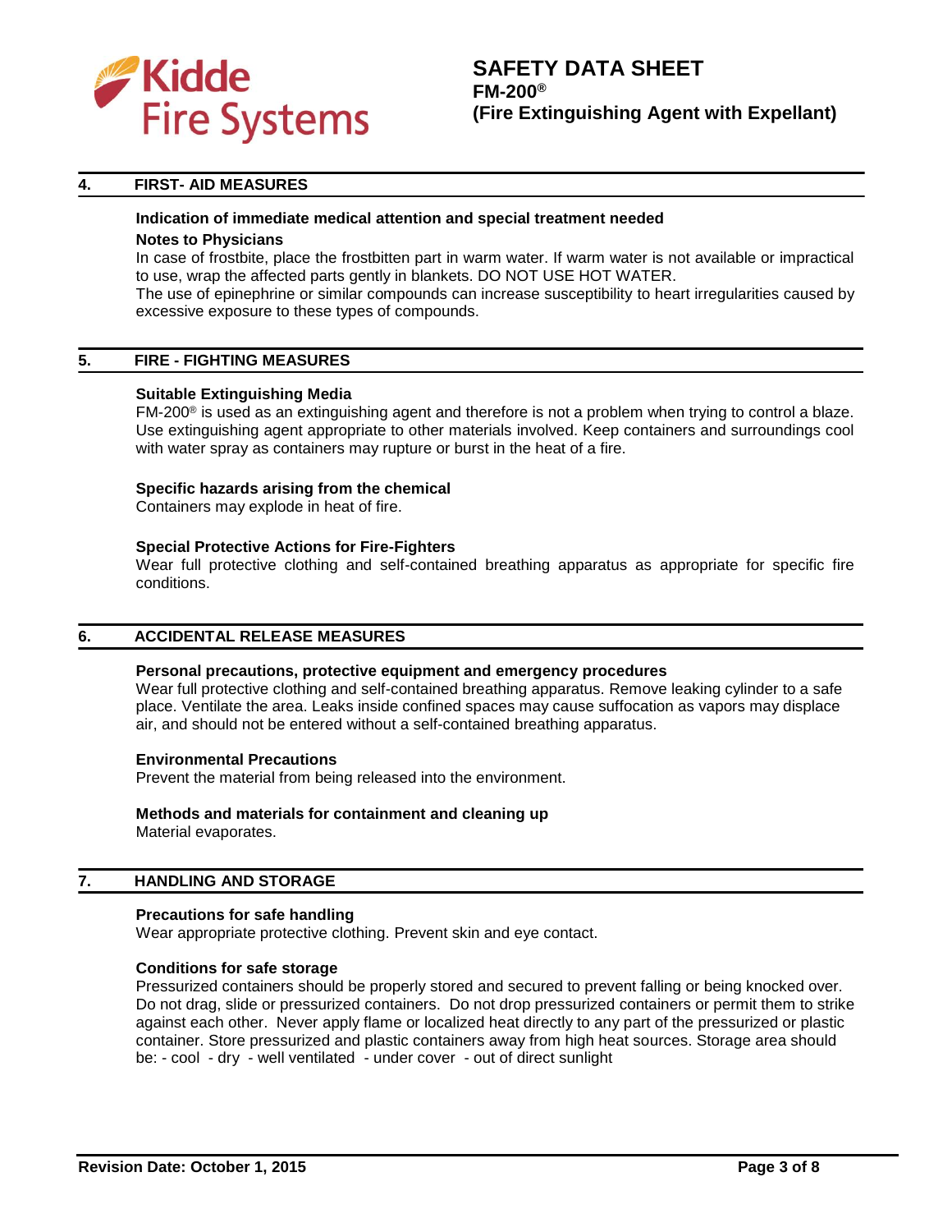## 4. FIRST- AID MEASURES

**Indication of immediate medical attention and special treatment needed**

**Notes to Physicians**

In case of frostbite, place the frostbitten part in warm water. If warm water is not available or impractical to use, wrap the affected parts gently in blankets. DO NOT USE HOT WATER.

The use of epinephrine or similar compounds can increase susceptibility to heart irregularities caused by excessive exposure to these types of compounds.

## 5. FIRE - FIGHTING MEASURES

**Suitable Extinguishing Media**

FM-200® is used as an extinguishing agent and therefore is not a problem when trying to control a blaze. Use extinguishing agent appropriate to other materials involved. Keep containers and surroundings cool with water spray as containers may rupture or burst in the heat of a fire.

**Specific hazards arising from the chemical**

Containers may explode in heat of fire.

**Special Protective Actions for Fire-Fighters**

Wear full protective clothing and self-contained breathing apparatus as appropriate for specific fire conditions.

## 6. ACCIDENTAL RELEASE MEASURES

**Personal precautions, protective equipment and emergency procedures**

Wear full protective clothing and self-contained breathing apparatus. Remove leaking cylinder to a safe place. Ventilate the area. Leaks inside confined spaces may cause suffocation as vapors may displace air, and should not be entered without a self-contained breathing apparatus.

**Environmental Precautions**

Prevent the material from being released into the environment.

**Methods and materials for containment and cleaning up**

Material evaporates.

## 7. HANDLING AND STORAGE

**Precautions for safe handling**

Wear appropriate protective clothing. Prevent skin and eye contact.

**Conditions for safe storage**

Pressurized containers should be properly stored and secured to prevent falling or being knocked over. Do not drag, slide or pressurized containers. Do not drop pressurized containers or permit them to strike against each other. Never apply flame or localized heat directly to any part of the pressurized or plastic container. Store pressurized and plastic containers away from high heat sources. Storage area should be: - cool - dry - well ventilated - under cover - out of direct sunlight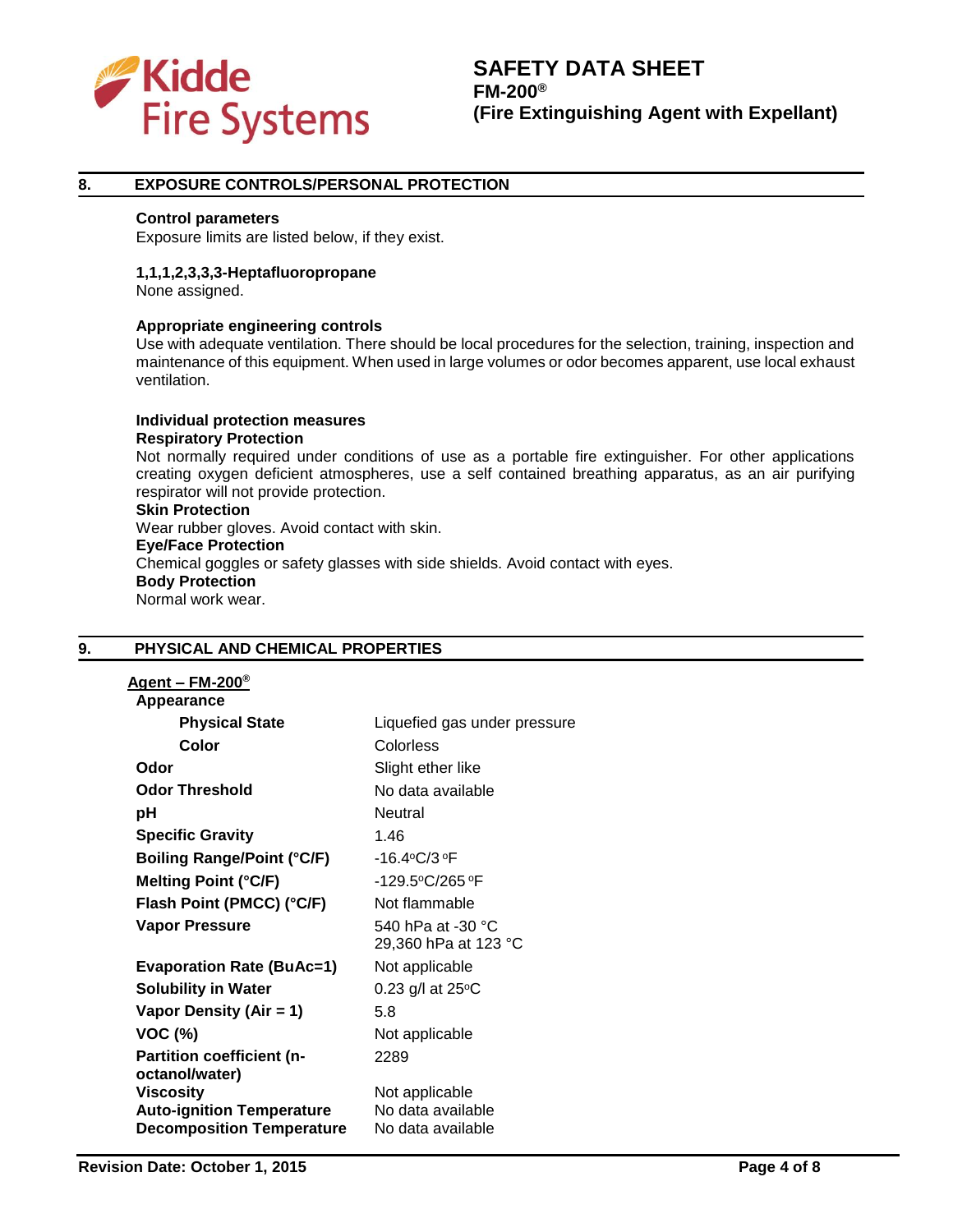## 8. EXPOSURE CONTROLS/PERSONAL PROTECTION

**Control parameters**
Exposure limits are listed below, if they exist.

**1,1,1,2,3,3,3-Heptafluoropropane**
None assigned.

**Appropriate engineering controls**
Use with adequate ventilation. There should be local procedures for the selection, training, inspection and maintenance of this equipment. When used in large volumes or odor becomes apparent, use local exhaust ventilation.

**Individual protection measures**
**Respiratory Protection**
Not normally required under conditions of use as a portable fire extinguisher. For other applications creating oxygen deficient atmospheres, use a self contained breathing apparatus, as an air purifying respirator will not provide protection.
**Skin Protection**
Wear rubber gloves. Avoid contact with skin.
**Eye/Face Protection**
Chemical goggles or safety glasses with side shields. Avoid contact with eyes.
**Body Protection**
Normal work wear.

## 9. PHYSICAL AND CHEMICAL PROPERTIES

**Agent – FM-200®**

| Property | Value |
|---|---|
| **Appearance** | |
| **Physical State** | Liquefied gas under pressure |
| **Color** | Colorless |
| **Odor** | Slight ether like |
| **Odor Threshold** | No data available |
| **pH** | Neutral |
| **Specific Gravity** | 1.46 |
| **Boiling Range/Point (°C/F)** | -16.4°C/3 °F |
| **Melting Point (°C/F)** | -129.5°C/265 °F |
| **Flash Point (PMCC) (°C/F)** | Not flammable |
| **Vapor Pressure** | 540 hPa at -30 °C<br>29,360 hPa at 123 °C |
| **Evaporation Rate (BuAc=1)** | Not applicable |
| **Solubility in Water** | 0.23 g/l at 25°C |
| **Vapor Density (Air = 1)** | 5.8 |
| **VOC (%)** | Not applicable |
| **Partition coefficient (n-octanol/water)** | 2289 |
| **Viscosity** | Not applicable |
| **Auto-ignition Temperature** | No data available |
| **Decomposition Temperature** | No data available |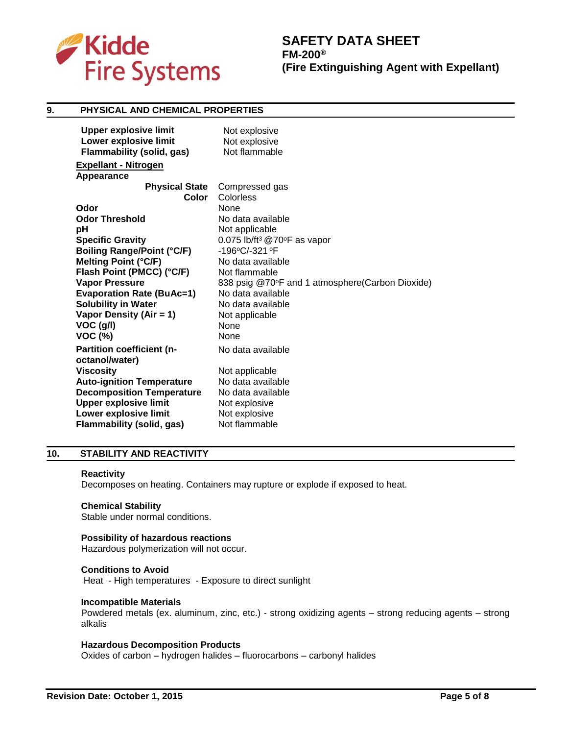## 9. PHYSICAL AND CHEMICAL PROPERTIES

| | |
|---|---|
| **Upper explosive limit** | Not explosive |
| **Lower explosive limit** | Not explosive |
| **Flammability (solid, gas)** | Not flammable |

**Expellant - Nitrogen**

**Appearance**

| | |
|---|---|
| **Physical State** | Compressed gas |
| **Color** | Colorless |
| **Odor** | None |
| **Odor Threshold** | No data available |
| **pH** | Not applicable |
| **Specific Gravity** | 0.075 lb/ft³ @70°F as vapor |
| **Boiling Range/Point (°C/F)** | -196°C/-321 °F |
| **Melting Point (°C/F)** | No data available |
| **Flash Point (PMCC) (°C/F)** | Not flammable |
| **Vapor Pressure** | 838 psig @70°F and 1 atmosphere(Carbon Dioxide) |
| **Evaporation Rate (BuAc=1)** | No data available |
| **Solubility in Water** | No data available |
| **Vapor Density (Air = 1)** | Not applicable |
| **VOC (g/l)** | None |
| **VOC (%)** | None |
| **Partition coefficient (n-octanol/water)** | No data available |
| **Viscosity** | Not applicable |
| **Auto-ignition Temperature** | No data available |
| **Decomposition Temperature** | No data available |
| **Upper explosive limit** | Not explosive |
| **Lower explosive limit** | Not explosive |
| **Flammability (solid, gas)** | Not flammable |

## 10. STABILITY AND REACTIVITY

**Reactivity**
Decomposes on heating. Containers may rupture or explode if exposed to heat.

**Chemical Stability**
Stable under normal conditions.

**Possibility of hazardous reactions**
Hazardous polymerization will not occur.

**Conditions to Avoid**
Heat - High temperatures - Exposure to direct sunlight

**Incompatible Materials**
Powdered metals (ex. aluminum, zinc, etc.) - strong oxidizing agents – strong reducing agents – strong alkalis

**Hazardous Decomposition Products**
Oxides of carbon – hydrogen halides – fluorocarbons – carbonyl halides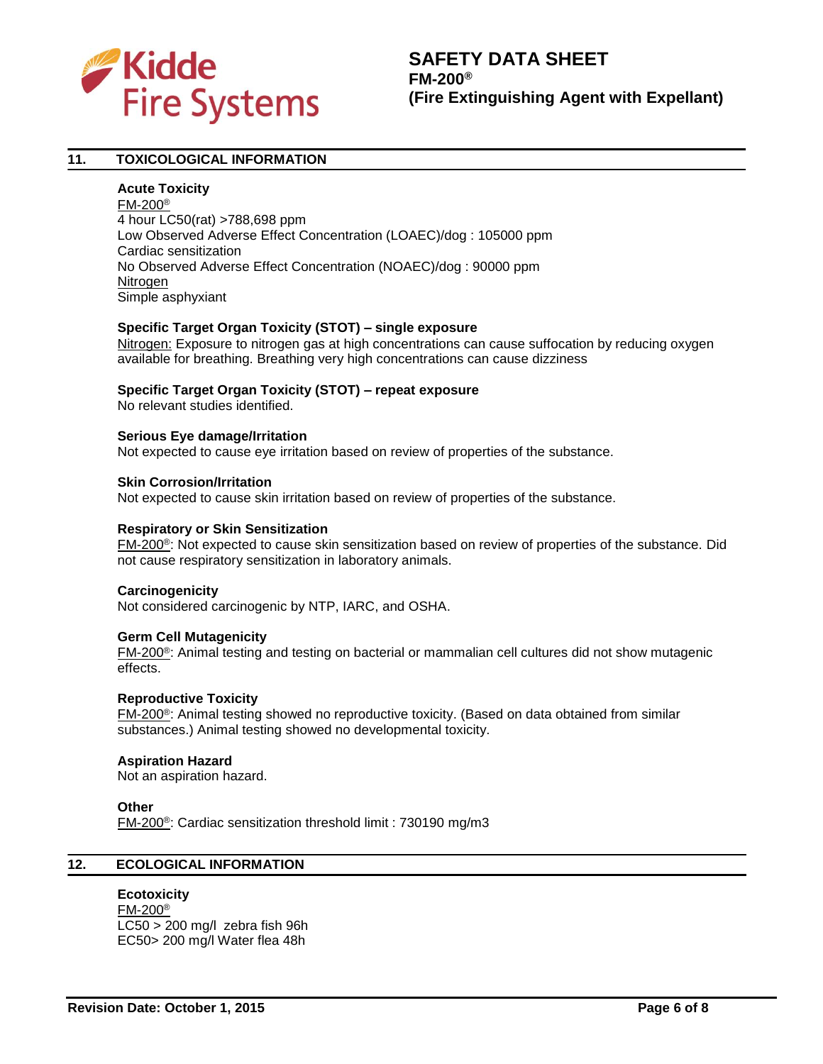## 11. TOXICOLOGICAL INFORMATION

**Acute Toxicity**

FM-200®
4 hour LC50(rat) >788,698 ppm
Low Observed Adverse Effect Concentration (LOAEC)/dog : 105000 ppm
Cardiac sensitization
No Observed Adverse Effect Concentration (NOAEC)/dog : 90000 ppm
Nitrogen
Simple asphyxiant

**Specific Target Organ Toxicity (STOT) – single exposure**

Nitrogen: Exposure to nitrogen gas at high concentrations can cause suffocation by reducing oxygen available for breathing. Breathing very high concentrations can cause dizziness

**Specific Target Organ Toxicity (STOT) – repeat exposure**

No relevant studies identified.

**Serious Eye damage/Irritation**

Not expected to cause eye irritation based on review of properties of the substance.

**Skin Corrosion/Irritation**

Not expected to cause skin irritation based on review of properties of the substance.

**Respiratory or Skin Sensitization**

FM-200®: Not expected to cause skin sensitization based on review of properties of the substance. Did not cause respiratory sensitization in laboratory animals.

**Carcinogenicity**

Not considered carcinogenic by NTP, IARC, and OSHA.

**Germ Cell Mutagenicity**

FM-200®: Animal testing and testing on bacterial or mammalian cell cultures did not show mutagenic effects.

**Reproductive Toxicity**

FM-200®: Animal testing showed no reproductive toxicity. (Based on data obtained from similar substances.) Animal testing showed no developmental toxicity.

**Aspiration Hazard**

Not an aspiration hazard.

**Other**

FM-200®: Cardiac sensitization threshold limit : 730190 mg/m3

## 12. ECOLOGICAL INFORMATION

**Ecotoxicity**

FM-200®
LC50 > 200 mg/l zebra fish 96h
EC50> 200 mg/l Water flea 48h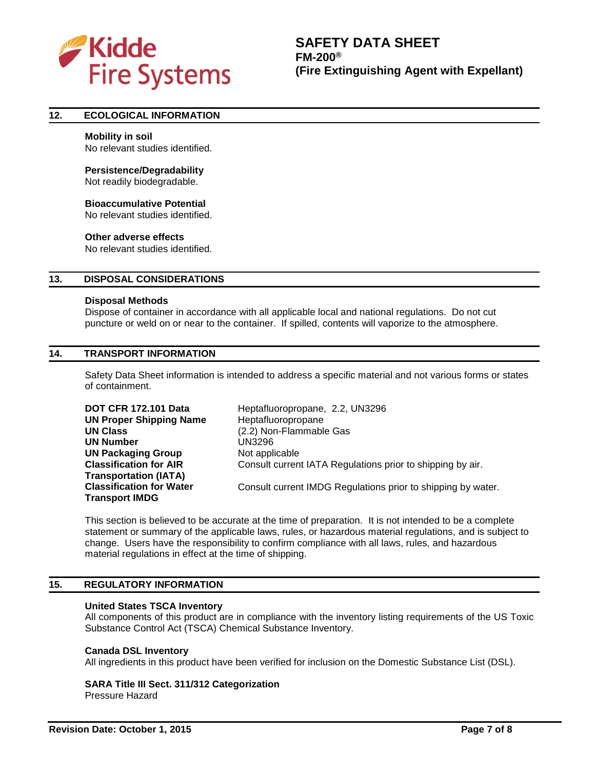## 12. ECOLOGICAL INFORMATION

**Mobility in soil**
No relevant studies identified.

**Persistence/Degradability**
Not readily biodegradable.

**Bioaccumulative Potential**
No relevant studies identified.

**Other adverse effects**
No relevant studies identified.

## 13. DISPOSAL CONSIDERATIONS

**Disposal Methods**
Dispose of container in accordance with all applicable local and national regulations. Do not cut puncture or weld on or near to the container. If spilled, contents will vaporize to the atmosphere.

## 14. TRANSPORT INFORMATION

Safety Data Sheet information is intended to address a specific material and not various forms or states of containment.

| | |
|---|---|
| **DOT CFR 172.101 Data** | Heptafluoropropane, 2.2, UN3296 |
| **UN Proper Shipping Name** | Heptafluoropropane |
| **UN Class** | (2.2) Non-Flammable Gas |
| **UN Number** | UN3296 |
| **UN Packaging Group** | Not applicable |
| **Classification for AIR Transportation (IATA)** | Consult current IATA Regulations prior to shipping by air. |
| **Classification for Water Transport IMDG** | Consult current IMDG Regulations prior to shipping by water. |

This section is believed to be accurate at the time of preparation. It is not intended to be a complete statement or summary of the applicable laws, rules, or hazardous material regulations, and is subject to change. Users have the responsibility to confirm compliance with all laws, rules, and hazardous material regulations in effect at the time of shipping.

## 15. REGULATORY INFORMATION

**United States TSCA Inventory**
All components of this product are in compliance with the inventory listing requirements of the US Toxic Substance Control Act (TSCA) Chemical Substance Inventory.

**Canada DSL Inventory**
All ingredients in this product have been verified for inclusion on the Domestic Substance List (DSL).

**SARA Title III Sect. 311/312 Categorization**
Pressure Hazard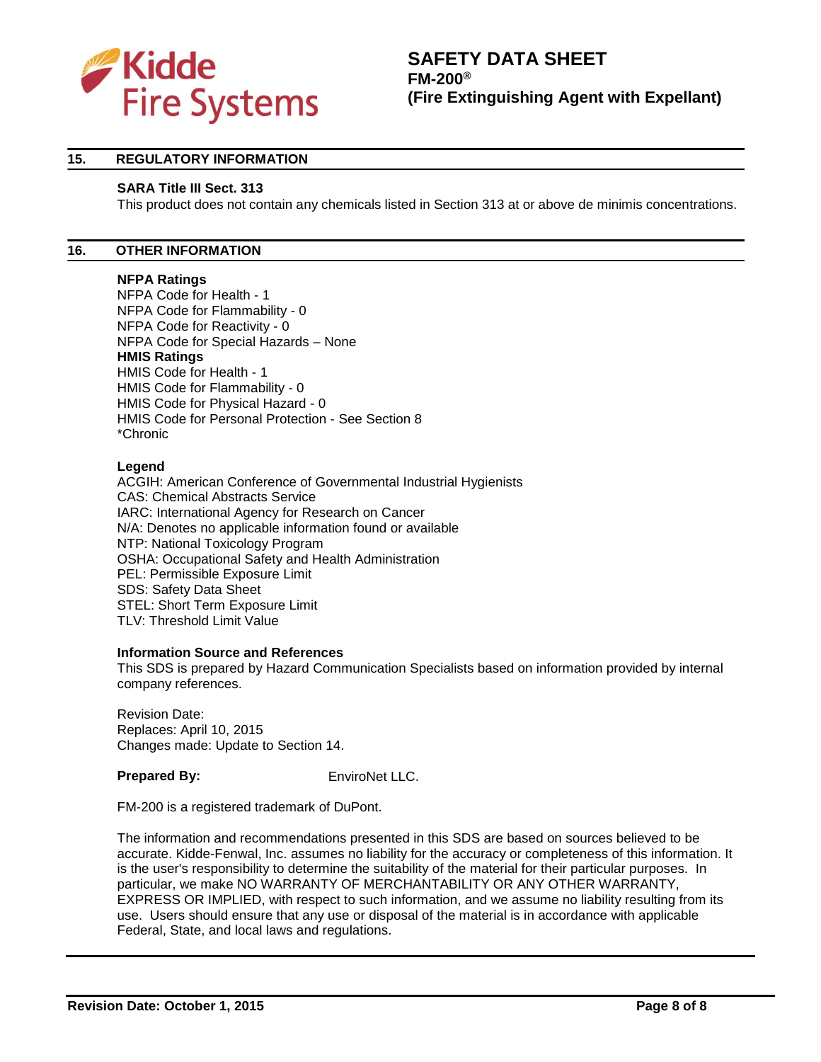## 15. REGULATORY INFORMATION

**SARA Title III Sect. 313**
This product does not contain any chemicals listed in Section 313 at or above de minimis concentrations.

## 16. OTHER INFORMATION

**NFPA Ratings**
NFPA Code for Health - 1
NFPA Code for Flammability - 0
NFPA Code for Reactivity - 0
NFPA Code for Special Hazards – None
**HMIS Ratings**
HMIS Code for Health - 1
HMIS Code for Flammability - 0
HMIS Code for Physical Hazard - 0
HMIS Code for Personal Protection - See Section 8
*Chronic

**Legend**
ACGIH: American Conference of Governmental Industrial Hygienists
CAS: Chemical Abstracts Service
IARC: International Agency for Research on Cancer
N/A: Denotes no applicable information found or available
NTP: National Toxicology Program
OSHA: Occupational Safety and Health Administration
PEL: Permissible Exposure Limit
SDS: Safety Data Sheet
STEL: Short Term Exposure Limit
TLV: Threshold Limit Value

**Information Source and References**
This SDS is prepared by Hazard Communication Specialists based on information provided by internal company references.

Revision Date:
Replaces: April 10, 2015
Changes made: Update to Section 14.

**Prepared By:** EnviroNet LLC.

FM-200 is a registered trademark of DuPont.

The information and recommendations presented in this SDS are based on sources believed to be accurate. Kidde-Fenwal, Inc. assumes no liability for the accuracy or completeness of this information. It is the user's responsibility to determine the suitability of the material for their particular purposes. In particular, we make NO WARRANTY OF MERCHANTABILITY OR ANY OTHER WARRANTY, EXPRESS OR IMPLIED, with respect to such information, and we assume no liability resulting from its use. Users should ensure that any use or disposal of the material is in accordance with applicable Federal, State, and local laws and regulations.